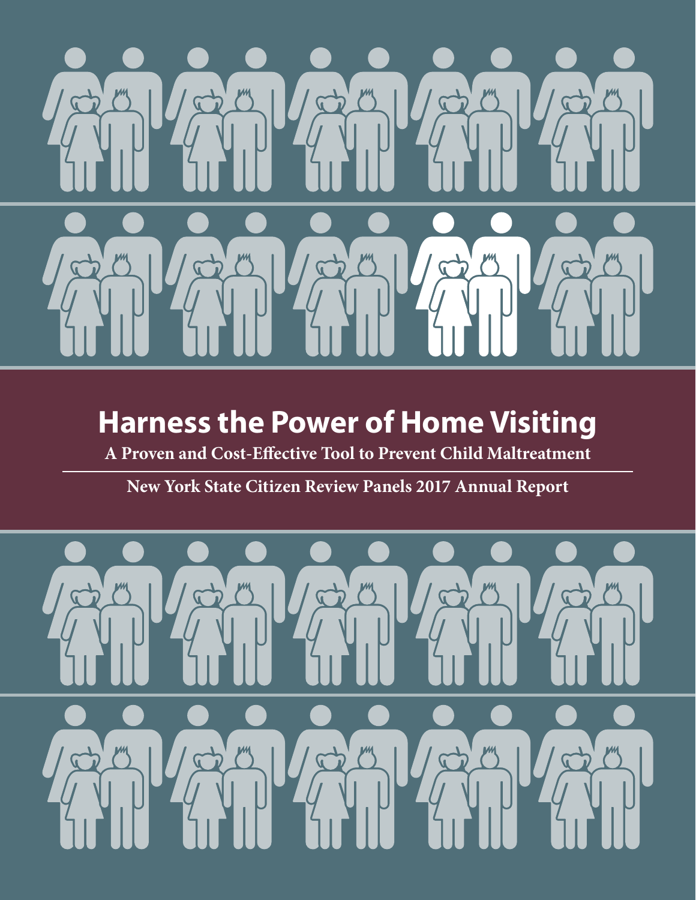# Harness the Power of Home Visiting

**A Proven and Cost-Effective Tool to Prevent Child Maltreatment**

**New York State Citizen Review Panels 2017 Annual Report**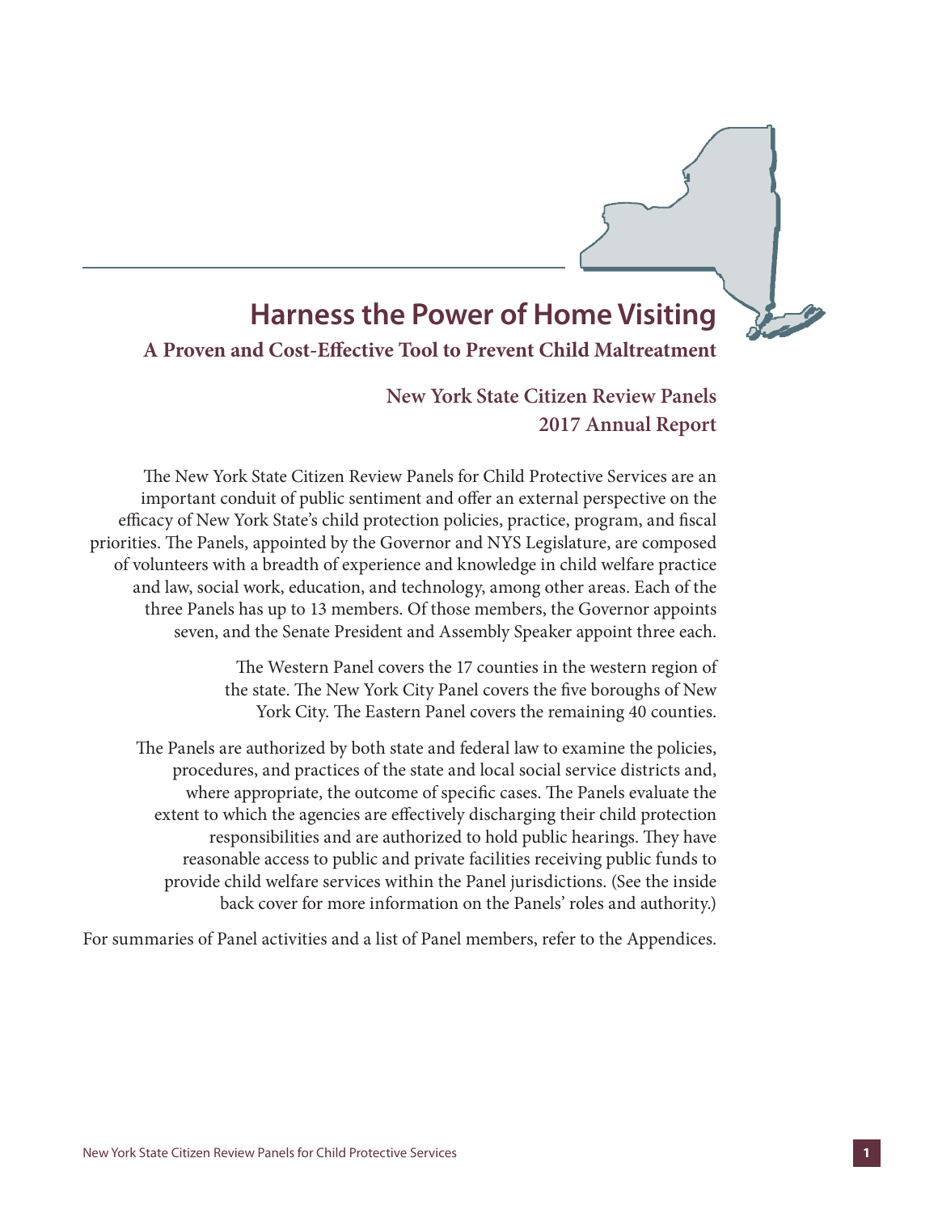# Harness the Power of Home Visiting

## A Proven and Cost-Effective Tool to Prevent Child Maltreatment

### New York State Citizen Review Panels
### 2017 Annual Report

The New York State Citizen Review Panels for Child Protective Services are an important conduit of public sentiment and offer an external perspective on the efficacy of New York State's child protection policies, practice, program, and fiscal priorities. The Panels, appointed by the Governor and NYS Legislature, are composed of volunteers with a breadth of experience and knowledge in child welfare practice and law, social work, education, and technology, among other areas. Each of the three Panels has up to 13 members. Of those members, the Governor appoints seven, and the Senate President and Assembly Speaker appoint three each.

The Western Panel covers the 17 counties in the western region of the state. The New York City Panel covers the five boroughs of New York City. The Eastern Panel covers the remaining 40 counties.

The Panels are authorized by both state and federal law to examine the policies, procedures, and practices of the state and local social service districts and, where appropriate, the outcome of specific cases. The Panels evaluate the extent to which the agencies are effectively discharging their child protection responsibilities and are authorized to hold public hearings. They have reasonable access to public and private facilities receiving public funds to provide child welfare services within the Panel jurisdictions. (See the inside back cover for more information on the Panels' roles and authority.)

For summaries of Panel activities and a list of Panel members, refer to the Appendices.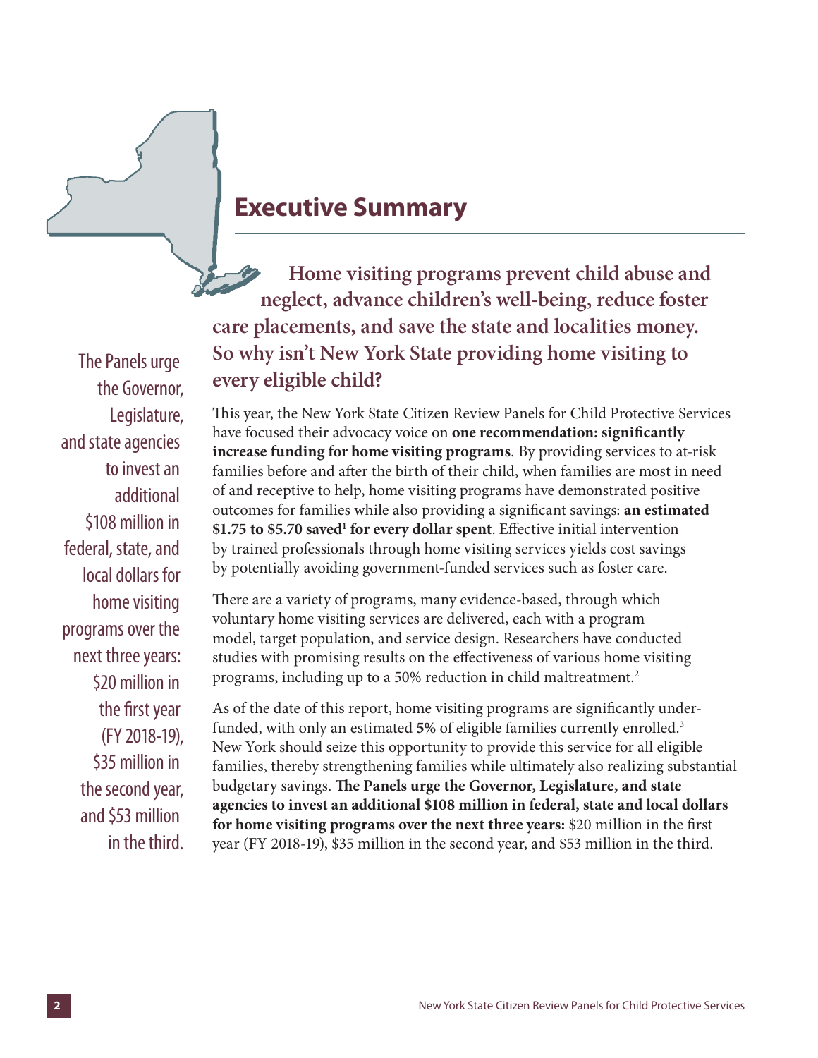# Executive Summary

**Home visiting programs prevent child abuse and neglect, advance children's well-being, reduce foster care placements, and save the state and localities money. So why isn't New York State providing home visiting to every eligible child?**

The Panels urge the Governor, Legislature, and state agencies to invest an additional $108 million in federal, state, and local dollars for home visiting programs over the next three years: $20 million in the first year (FY 2018-19), $35 million in the second year, and $53 million in the third.

This year, the New York State Citizen Review Panels for Child Protective Services have focused their advocacy voice on **one recommendation: significantly increase funding for home visiting programs**. By providing services to at-risk families before and after the birth of their child, when families are most in need of and receptive to help, home visiting programs have demonstrated positive outcomes for families while also providing a significant savings: **an estimated $1.75 to $5.70 saved[1] for every dollar spent**. Effective initial intervention by trained professionals through home visiting services yields cost savings by potentially avoiding government-funded services such as foster care.

There are a variety of programs, many evidence-based, through which voluntary home visiting services are delivered, each with a program model, target population, and service design. Researchers have conducted studies with promising results on the effectiveness of various home visiting programs, including up to a 50% reduction in child maltreatment.[2]

As of the date of this report, home visiting programs are significantly under-funded, with only an estimated **5%** of eligible families currently enrolled.[3] New York should seize this opportunity to provide this service for all eligible families, thereby strengthening families while ultimately also realizing substantial budgetary savings. **The Panels urge the Governor, Legislature, and state agencies to invest an additional $108 million in federal, state and local dollars for home visiting programs over the next three years:** $20 million in the first year (FY 2018-19), $35 million in the second year, and $53 million in the third.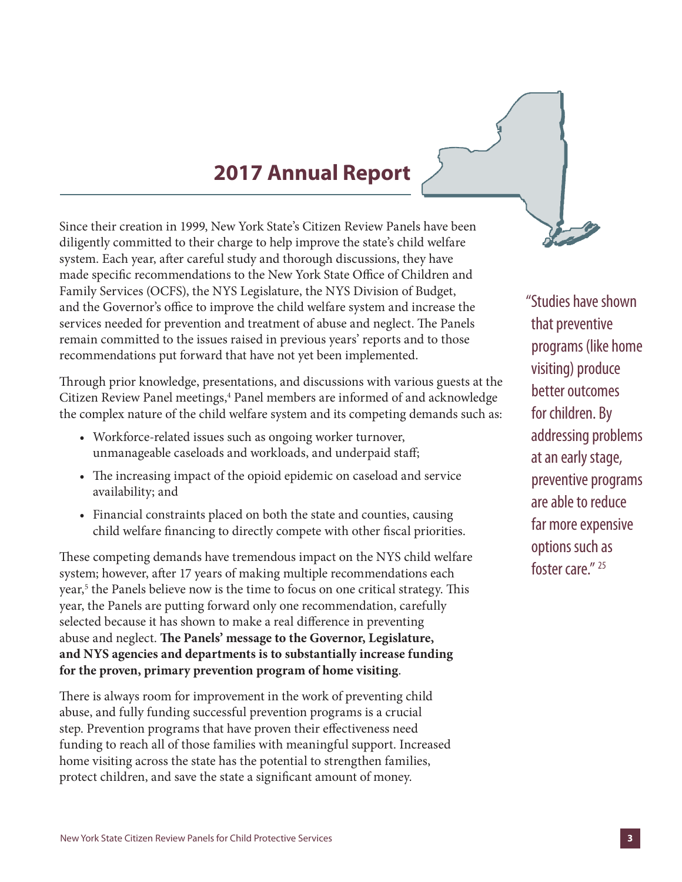# 2017 Annual Report

Since their creation in 1999, New York State's Citizen Review Panels have been diligently committed to their charge to help improve the state's child welfare system. Each year, after careful study and thorough discussions, they have made specific recommendations to the New York State Office of Children and Family Services (OCFS), the NYS Legislature, the NYS Division of Budget, and the Governor's office to improve the child welfare system and increase the services needed for prevention and treatment of abuse and neglect. The Panels remain committed to the issues raised in previous years' reports and to those recommendations put forward that have not yet been implemented.

Through prior knowledge, presentations, and discussions with various guests at the Citizen Review Panel meetings,[4] Panel members are informed of and acknowledge the complex nature of the child welfare system and its competing demands such as:

- Workforce-related issues such as ongoing worker turnover, unmanageable caseloads and workloads, and underpaid staff;
- The increasing impact of the opioid epidemic on caseload and service availability; and
- Financial constraints placed on both the state and counties, causing child welfare financing to directly compete with other fiscal priorities.

These competing demands have tremendous impact on the NYS child welfare system; however, after 17 years of making multiple recommendations each year,[5] the Panels believe now is the time to focus on one critical strategy. This year, the Panels are putting forward only one recommendation, carefully selected because it has shown to make a real difference in preventing abuse and neglect. **The Panels' message to the Governor, Legislature, and NYS agencies and departments is to substantially increase funding for the proven, primary prevention program of home visiting**.

There is always room for improvement in the work of preventing child abuse, and fully funding successful prevention programs is a crucial step. Prevention programs that have proven their effectiveness need funding to reach all of those families with meaningful support. Increased home visiting across the state has the potential to strengthen families, protect children, and save the state a significant amount of money.

"Studies have shown that preventive programs (like home visiting) produce better outcomes for children. By addressing problems at an early stage, preventive programs are able to reduce far more expensive options such as foster care." [25]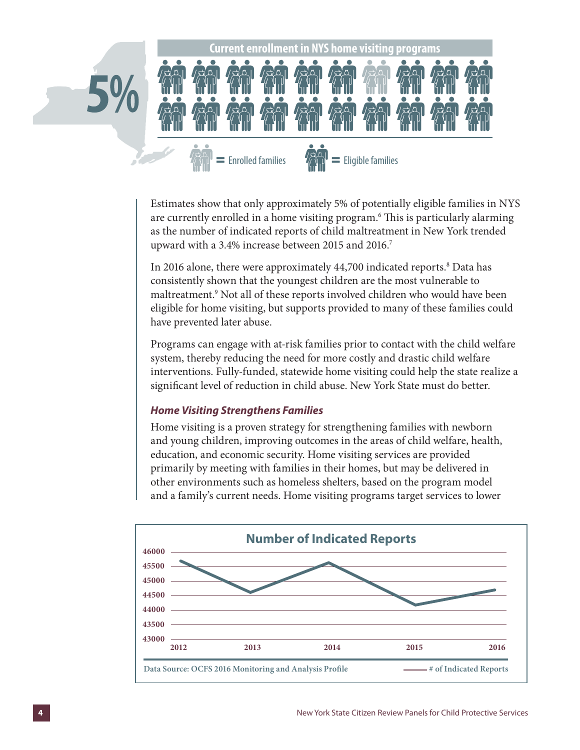**Current enrollment in NYS home visiting programs**

**5%**

= Enrolled families = Eligible families

Estimates show that only approximately 5% of potentially eligible families in NYS are currently enrolled in a home visiting program.[6] This is particularly alarming as the number of indicated reports of child maltreatment in New York trended upward with a 3.4% increase between 2015 and 2016.[7]

In 2016 alone, there were approximately 44,700 indicated reports.[8] Data has consistently shown that the youngest children are the most vulnerable to maltreatment.[9] Not all of these reports involved children who would have been eligible for home visiting, but supports provided to many of these families could have prevented later abuse.

Programs can engage with at-risk families prior to contact with the child welfare system, thereby reducing the need for more costly and drastic child welfare interventions. Fully-funded, statewide home visiting could help the state realize a significant level of reduction in child abuse. New York State must do better.

### *Home Visiting Strengthens Families*

Home visiting is a proven strategy for strengthening families with newborn and young children, improving outcomes in the areas of child welfare, health, education, and economic security. Home visiting services are provided primarily by meeting with families in their homes, but may be delivered in other environments such as homeless shelters, based on the program model and a family's current needs. Home visiting programs target services to lower

**Number of Indicated Reports**

Data Source: OCFS 2016 Monitoring and Analysis Profile — # of Indicated Reports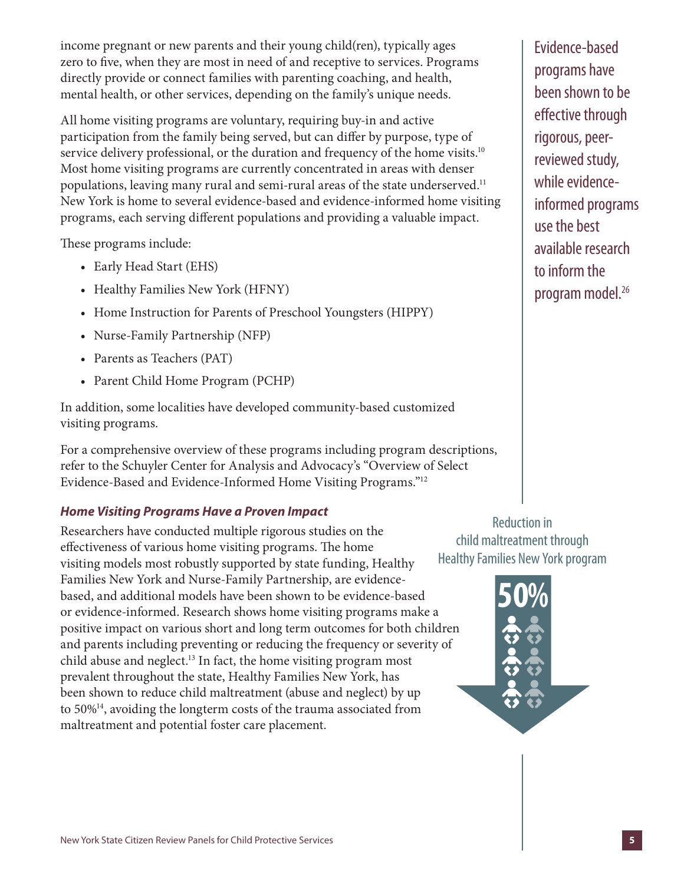income pregnant or new parents and their young child(ren), typically ages zero to five, when they are most in need of and receptive to services. Programs directly provide or connect families with parenting coaching, and health, mental health, or other services, depending on the family's unique needs.

All home visiting programs are voluntary, requiring buy-in and active participation from the family being served, but can differ by purpose, type of service delivery professional, or the duration and frequency of the home visits.[10] Most home visiting programs are currently concentrated in areas with denser populations, leaving many rural and semi-rural areas of the state underserved.[11] New York is home to several evidence-based and evidence-informed home visiting programs, each serving different populations and providing a valuable impact.

These programs include:

- Early Head Start (EHS)
- Healthy Families New York (HFNY)
- Home Instruction for Parents of Preschool Youngsters (HIPPY)
- Nurse-Family Partnership (NFP)
- Parents as Teachers (PAT)
- Parent Child Home Program (PCHP)

In addition, some localities have developed community-based customized visiting programs.

For a comprehensive overview of these programs including program descriptions, refer to the Schuyler Center for Analysis and Advocacy's "Overview of Select Evidence-Based and Evidence-Informed Home Visiting Programs."[12]

Evidence-based programs have been shown to be effective through rigorous, peer-reviewed study, while evidence-informed programs use the best available research to inform the program model.[26]

### *Home Visiting Programs Have a Proven Impact*

Researchers have conducted multiple rigorous studies on the effectiveness of various home visiting programs. The home visiting models most robustly supported by state funding, Healthy Families New York and Nurse-Family Partnership, are evidence-based, and additional models have been shown to be evidence-based or evidence-informed. Research shows home visiting programs make a positive impact on various short and long term outcomes for both children and parents including preventing or reducing the frequency or severity of child abuse and neglect.[13] In fact, the home visiting program most prevalent throughout the state, Healthy Families New York, has been shown to reduce child maltreatment (abuse and neglect) by up to 50%[14], avoiding the longterm costs of the trauma associated from maltreatment and potential foster care placement.

Reduction in child maltreatment through Healthy Families New York program

**50%**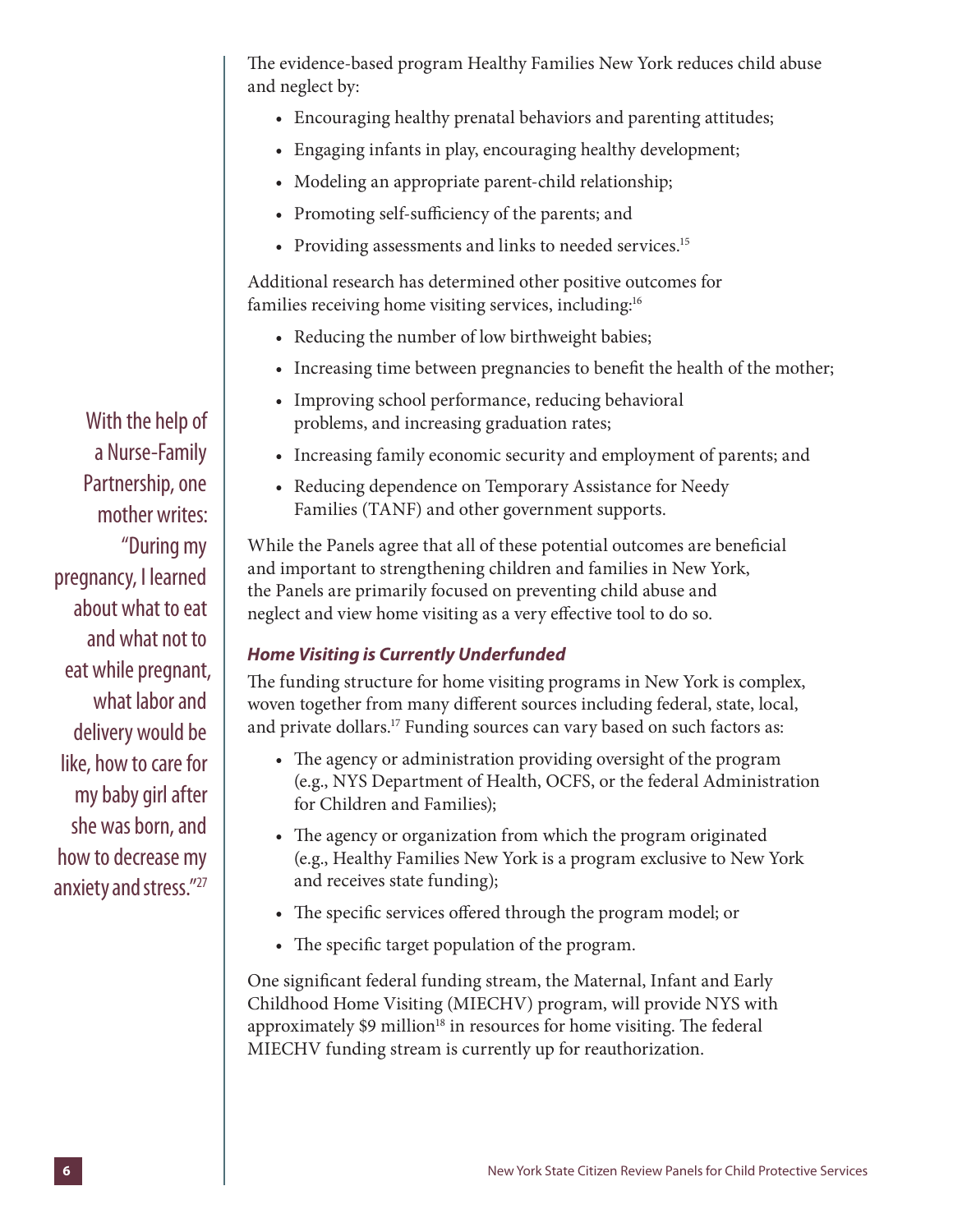The evidence-based program Healthy Families New York reduces child abuse and neglect by:

- Encouraging healthy prenatal behaviors and parenting attitudes;
- Engaging infants in play, encouraging healthy development;
- Modeling an appropriate parent-child relationship;
- Promoting self-sufficiency of the parents; and
- Providing assessments and links to needed services.[15]

Additional research has determined other positive outcomes for families receiving home visiting services, including:[16]

- Reducing the number of low birthweight babies;
- Increasing time between pregnancies to benefit the health of the mother;
- Improving school performance, reducing behavioral problems, and increasing graduation rates;
- Increasing family economic security and employment of parents; and
- Reducing dependence on Temporary Assistance for Needy Families (TANF) and other government supports.

While the Panels agree that all of these potential outcomes are beneficial and important to strengthening children and families in New York, the Panels are primarily focused on preventing child abuse and neglect and view home visiting as a very effective tool to do so.

With the help of a Nurse-Family Partnership, one mother writes: "During my pregnancy, I learned about what to eat and what not to eat while pregnant, what labor and delivery would be like, how to care for my baby girl after she was born, and how to decrease my anxiety and stress."[27]

### *Home Visiting is Currently Underfunded*

The funding structure for home visiting programs in New York is complex, woven together from many different sources including federal, state, local, and private dollars.[17] Funding sources can vary based on such factors as:

- The agency or administration providing oversight of the program (e.g., NYS Department of Health, OCFS, or the federal Administration for Children and Families);
- The agency or organization from which the program originated (e.g., Healthy Families New York is a program exclusive to New York and receives state funding);
- The specific services offered through the program model; or
- The specific target population of the program.

One significant federal funding stream, the Maternal, Infant and Early Childhood Home Visiting (MIECHV) program, will provide NYS with approximately $9 million[18] in resources for home visiting. The federal MIECHV funding stream is currently up for reauthorization.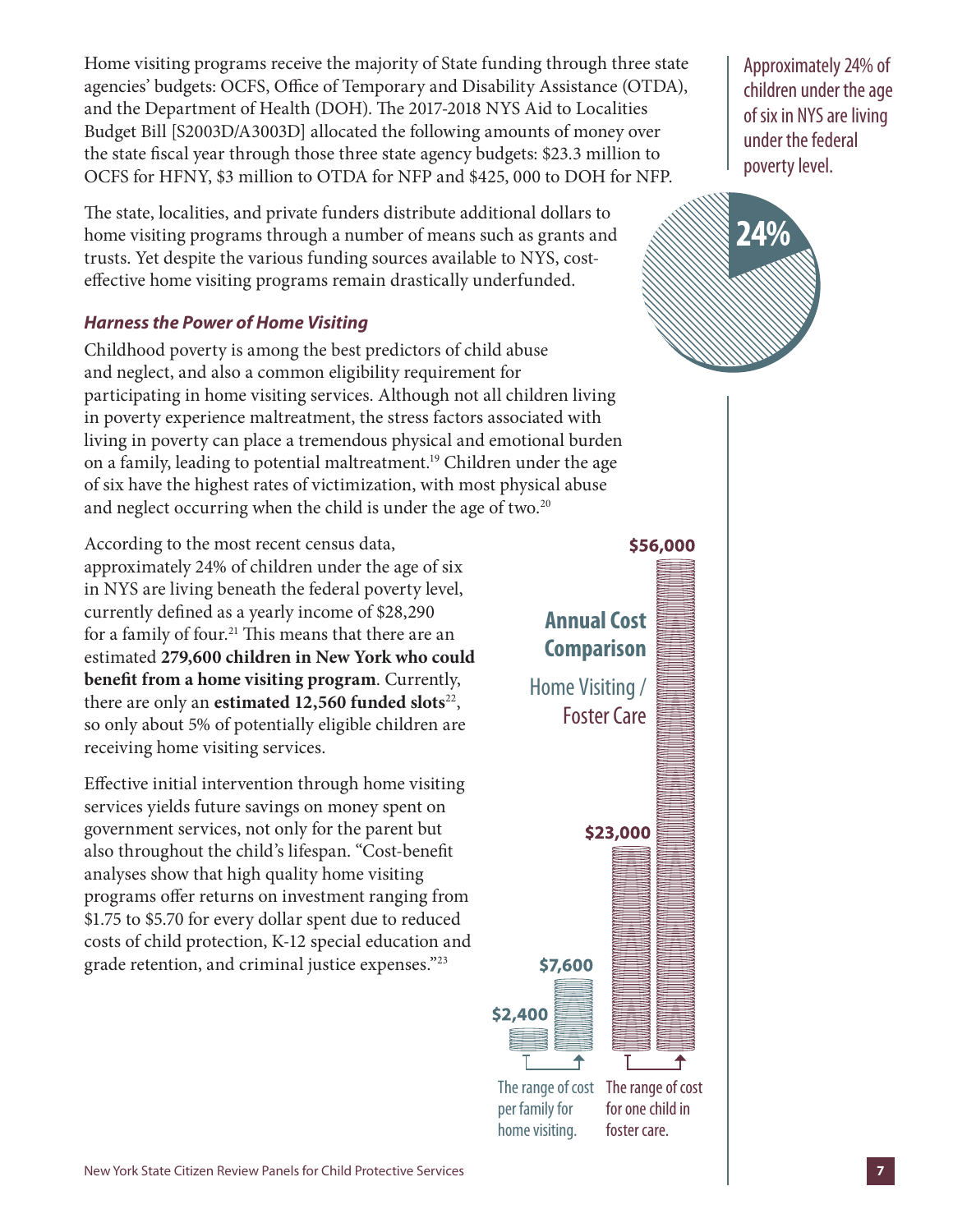Home visiting programs receive the majority of State funding through three state agencies' budgets: OCFS, Office of Temporary and Disability Assistance (OTDA), and the Department of Health (DOH). The 2017-2018 NYS Aid to Localities Budget Bill [S2003D/A3003D] allocated the following amounts of money over the state fiscal year through those three state agency budgets: $23.3 million to OCFS for HFNY, $3 million to OTDA for NFP and $425, 000 to DOH for NFP.

The state, localities, and private funders distribute additional dollars to home visiting programs through a number of means such as grants and trusts. Yet despite the various funding sources available to NYS, cost-effective home visiting programs remain drastically underfunded.

Approximately 24% of children under the age of six in NYS are living under the federal poverty level.

24%

### *Harness the Power of Home Visiting*

Childhood poverty is among the best predictors of child abuse and neglect, and also a common eligibility requirement for participating in home visiting services. Although not all children living in poverty experience maltreatment, the stress factors associated with living in poverty can place a tremendous physical and emotional burden on a family, leading to potential maltreatment.[19] Children under the age of six have the highest rates of victimization, with most physical abuse and neglect occurring when the child is under the age of two.[20]

According to the most recent census data, approximately 24% of children under the age of six in NYS are living beneath the federal poverty level, currently defined as a yearly income of $28,290 for a family of four.[21] This means that there are an estimated **279,600 children in New York who could benefit from a home visiting program**. Currently, there are only an **estimated 12,560 funded slots**[22], so only about 5% of potentially eligible children are receiving home visiting services.

Effective initial intervention through home visiting services yields future savings on money spent on government services, not only for the parent but also throughout the child's lifespan. "Cost-benefit analyses show that high quality home visiting programs offer returns on investment ranging from $1.75 to $5.70 for every dollar spent due to reduced costs of child protection, K-12 special education and grade retention, and criminal justice expenses."[23]

**Annual Cost Comparison**

Home Visiting / Foster Care

| | Low | High |
|---|---|---|
| The range of cost per family for home visiting. | $2,400 | $7,600 |
| The range of cost for one child in foster care. | $23,000 | $56,000 |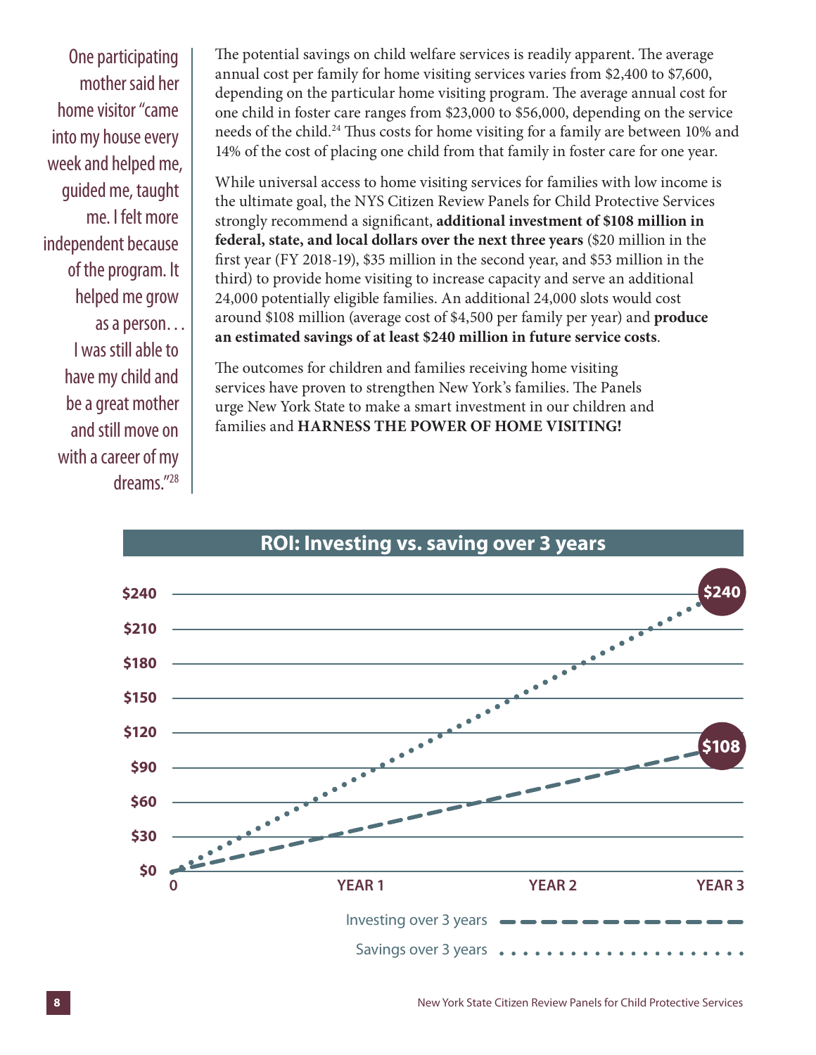> One participating mother said her home visitor "came into my house every week and helped me, guided me, taught me. I felt more independent because of the program. It helped me grow as a person. . . I was still able to have my child and be a great mother and still move on with a career of my dreams."[28]

The potential savings on child welfare services is readily apparent. The average annual cost per family for home visiting services varies from $2,400 to $7,600, depending on the particular home visiting program. The average annual cost for one child in foster care ranges from $23,000 to $56,000, depending on the service needs of the child.[24] Thus costs for home visiting for a family are between 10% and 14% of the cost of placing one child from that family in foster care for one year.

While universal access to home visiting services for families with low income is the ultimate goal, the NYS Citizen Review Panels for Child Protective Services strongly recommend a significant, **additional investment of $108 million in federal, state, and local dollars over the next three years** ($20 million in the first year (FY 2018-19), $35 million in the second year, and $53 million in the third) to provide home visiting to increase capacity and serve an additional 24,000 potentially eligible families. An additional 24,000 slots would cost around $108 million (average cost of $4,500 per family per year) and **produce an estimated savings of at least $240 million in future service costs**.

The outcomes for children and families receiving home visiting services have proven to strengthen New York's families. The Panels urge New York State to make a smart investment in our children and families and **HARNESS THE POWER OF HOME VISITING!**

**ROI: Investing vs. saving over 3 years**

| | 0 | Year 3 |
|---|---|---|
| Investing over 3 years | $0 | $108 |
| Savings over 3 years | $0 | $240 |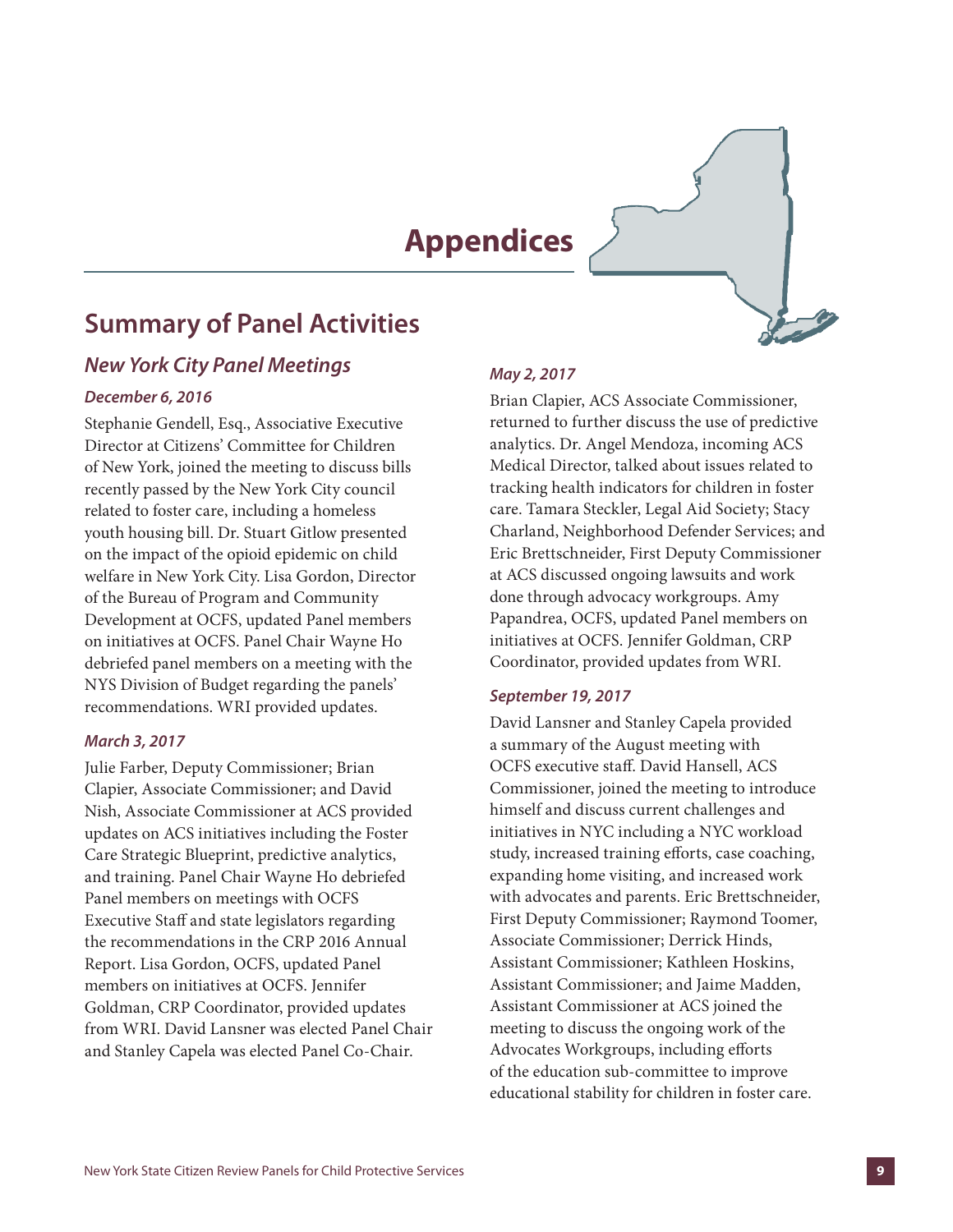# Appendices

## Summary of Panel Activities

### *New York City Panel Meetings*

#### *December 6, 2016*

Stephanie Gendell, Esq., Associative Executive Director at Citizens' Committee for Children of New York, joined the meeting to discuss bills recently passed by the New York City council related to foster care, including a homeless youth housing bill. Dr. Stuart Gitlow presented on the impact of the opioid epidemic on child welfare in New York City. Lisa Gordon, Director of the Bureau of Program and Community Development at OCFS, updated Panel members on initiatives at OCFS. Panel Chair Wayne Ho debriefed panel members on a meeting with the NYS Division of Budget regarding the panels' recommendations. WRI provided updates.

#### *March 3, 2017*

Julie Farber, Deputy Commissioner; Brian Clapier, Associate Commissioner; and David Nish, Associate Commissioner at ACS provided updates on ACS initiatives including the Foster Care Strategic Blueprint, predictive analytics, and training. Panel Chair Wayne Ho debriefed Panel members on meetings with OCFS Executive Staff and state legislators regarding the recommendations in the CRP 2016 Annual Report. Lisa Gordon, OCFS, updated Panel members on initiatives at OCFS. Jennifer Goldman, CRP Coordinator, provided updates from WRI. David Lansner was elected Panel Chair and Stanley Capela was elected Panel Co-Chair.

#### *May 2, 2017*

Brian Clapier, ACS Associate Commissioner, returned to further discuss the use of predictive analytics. Dr. Angel Mendoza, incoming ACS Medical Director, talked about issues related to tracking health indicators for children in foster care. Tamara Steckler, Legal Aid Society; Stacy Charland, Neighborhood Defender Services; and Eric Brettschneider, First Deputy Commissioner at ACS discussed ongoing lawsuits and work done through advocacy workgroups. Amy Papandrea, OCFS, updated Panel members on initiatives at OCFS. Jennifer Goldman, CRP Coordinator, provided updates from WRI.

#### *September 19, 2017*

David Lansner and Stanley Capela provided a summary of the August meeting with OCFS executive staff. David Hansell, ACS Commissioner, joined the meeting to introduce himself and discuss current challenges and initiatives in NYC including a NYC workload study, increased training efforts, case coaching, expanding home visiting, and increased work with advocates and parents. Eric Brettschneider, First Deputy Commissioner; Raymond Toomer, Associate Commissioner; Derrick Hinds, Assistant Commissioner; Kathleen Hoskins, Assistant Commissioner; and Jaime Madden, Assistant Commissioner at ACS joined the meeting to discuss the ongoing work of the Advocates Workgroups, including efforts of the education sub-committee to improve educational stability for children in foster care.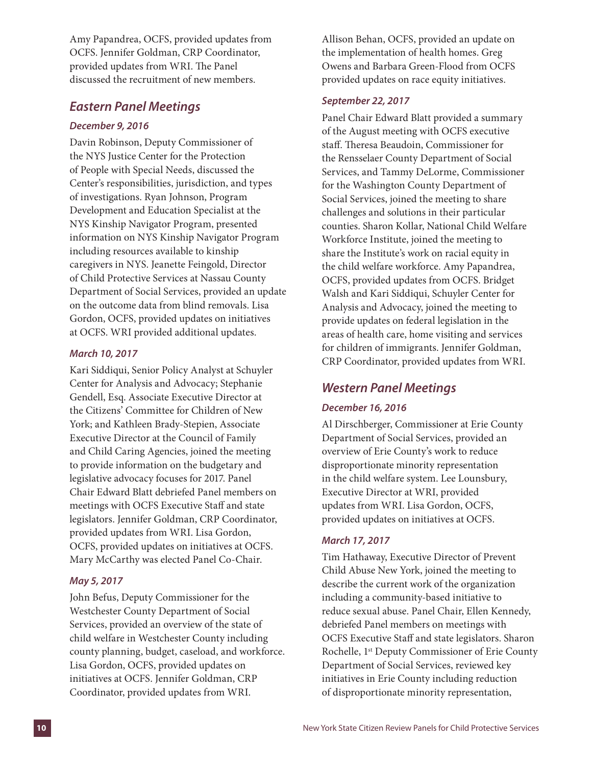Amy Papandrea, OCFS, provided updates from OCFS. Jennifer Goldman, CRP Coordinator, provided updates from WRI. The Panel discussed the recruitment of new members.

## Eastern Panel Meetings

### December 9, 2016

Davin Robinson, Deputy Commissioner of the NYS Justice Center for the Protection of People with Special Needs, discussed the Center's responsibilities, jurisdiction, and types of investigations. Ryan Johnson, Program Development and Education Specialist at the NYS Kinship Navigator Program, presented information on NYS Kinship Navigator Program including resources available to kinship caregivers in NYS. Jeanette Feingold, Director of Child Protective Services at Nassau County Department of Social Services, provided an update on the outcome data from blind removals. Lisa Gordon, OCFS, provided updates on initiatives at OCFS. WRI provided additional updates.

### March 10, 2017

Kari Siddiqui, Senior Policy Analyst at Schuyler Center for Analysis and Advocacy; Stephanie Gendell, Esq. Associate Executive Director at the Citizens' Committee for Children of New York; and Kathleen Brady-Stepien, Associate Executive Director at the Council of Family and Child Caring Agencies, joined the meeting to provide information on the budgetary and legislative advocacy focuses for 2017. Panel Chair Edward Blatt debriefed Panel members on meetings with OCFS Executive Staff and state legislators. Jennifer Goldman, CRP Coordinator, provided updates from WRI. Lisa Gordon, OCFS, provided updates on initiatives at OCFS. Mary McCarthy was elected Panel Co-Chair.

### May 5, 2017

John Befus, Deputy Commissioner for the Westchester County Department of Social Services, provided an overview of the state of child welfare in Westchester County including county planning, budget, caseload, and workforce. Lisa Gordon, OCFS, provided updates on initiatives at OCFS. Jennifer Goldman, CRP Coordinator, provided updates from WRI.

Allison Behan, OCFS, provided an update on the implementation of health homes. Greg Owens and Barbara Green-Flood from OCFS provided updates on race equity initiatives.

### September 22, 2017

Panel Chair Edward Blatt provided a summary of the August meeting with OCFS executive staff. Theresa Beaudoin, Commissioner for the Rensselaer County Department of Social Services, and Tammy DeLorme, Commissioner for the Washington County Department of Social Services, joined the meeting to share challenges and solutions in their particular counties. Sharon Kollar, National Child Welfare Workforce Institute, joined the meeting to share the Institute's work on racial equity in the child welfare workforce. Amy Papandrea, OCFS, provided updates from OCFS. Bridget Walsh and Kari Siddiqui, Schuyler Center for Analysis and Advocacy, joined the meeting to provide updates on federal legislation in the areas of health care, home visiting and services for children of immigrants. Jennifer Goldman, CRP Coordinator, provided updates from WRI.

## Western Panel Meetings

### December 16, 2016

Al Dirschberger, Commissioner at Erie County Department of Social Services, provided an overview of Erie County's work to reduce disproportionate minority representation in the child welfare system. Lee Lounsbury, Executive Director at WRI, provided updates from WRI. Lisa Gordon, OCFS, provided updates on initiatives at OCFS.

### March 17, 2017

Tim Hathaway, Executive Director of Prevent Child Abuse New York, joined the meeting to describe the current work of the organization including a community-based initiative to reduce sexual abuse. Panel Chair, Ellen Kennedy, debriefed Panel members on meetings with OCFS Executive Staff and state legislators. Sharon Rochelle, 1st Deputy Commissioner of Erie County Department of Social Services, reviewed key initiatives in Erie County including reduction of disproportionate minority representation,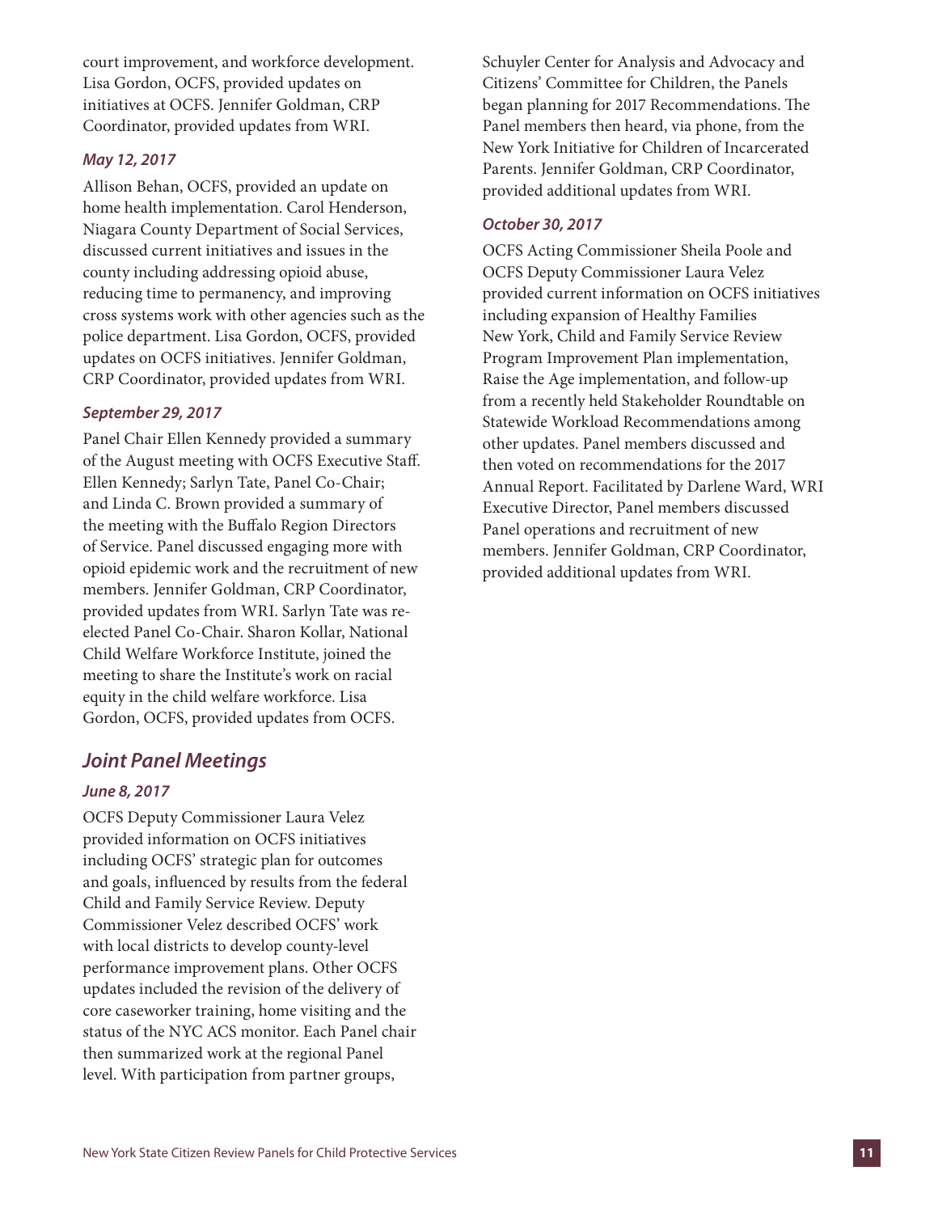court improvement, and workforce development. Lisa Gordon, OCFS, provided updates on initiatives at OCFS. Jennifer Goldman, CRP Coordinator, provided updates from WRI.

#### *May 12, 2017*

Allison Behan, OCFS, provided an update on home health implementation. Carol Henderson, Niagara County Department of Social Services, discussed current initiatives and issues in the county including addressing opioid abuse, reducing time to permanency, and improving cross systems work with other agencies such as the police department. Lisa Gordon, OCFS, provided updates on OCFS initiatives. Jennifer Goldman, CRP Coordinator, provided updates from WRI.

#### *September 29, 2017*

Panel Chair Ellen Kennedy provided a summary of the August meeting with OCFS Executive Staff. Ellen Kennedy; Sarlyn Tate, Panel Co-Chair; and Linda C. Brown provided a summary of the meeting with the Buffalo Region Directors of Service. Panel discussed engaging more with opioid epidemic work and the recruitment of new members. Jennifer Goldman, CRP Coordinator, provided updates from WRI. Sarlyn Tate was re-elected Panel Co-Chair. Sharon Kollar, National Child Welfare Workforce Institute, joined the meeting to share the Institute's work on racial equity in the child welfare workforce. Lisa Gordon, OCFS, provided updates from OCFS.

### *Joint Panel Meetings*

#### *June 8, 2017*

OCFS Deputy Commissioner Laura Velez provided information on OCFS initiatives including OCFS' strategic plan for outcomes and goals, influenced by results from the federal Child and Family Service Review. Deputy Commissioner Velez described OCFS' work with local districts to develop county-level performance improvement plans. Other OCFS updates included the revision of the delivery of core caseworker training, home visiting and the status of the NYC ACS monitor. Each Panel chair then summarized work at the regional Panel level. With participation from partner groups, Schuyler Center for Analysis and Advocacy and Citizens' Committee for Children, the Panels began planning for 2017 Recommendations. The Panel members then heard, via phone, from the New York Initiative for Children of Incarcerated Parents. Jennifer Goldman, CRP Coordinator, provided additional updates from WRI.

#### *October 30, 2017*

OCFS Acting Commissioner Sheila Poole and OCFS Deputy Commissioner Laura Velez provided current information on OCFS initiatives including expansion of Healthy Families New York, Child and Family Service Review Program Improvement Plan implementation, Raise the Age implementation, and follow-up from a recently held Stakeholder Roundtable on Statewide Workload Recommendations among other updates. Panel members discussed and then voted on recommendations for the 2017 Annual Report. Facilitated by Darlene Ward, WRI Executive Director, Panel members discussed Panel operations and recruitment of new members. Jennifer Goldman, CRP Coordinator, provided additional updates from WRI.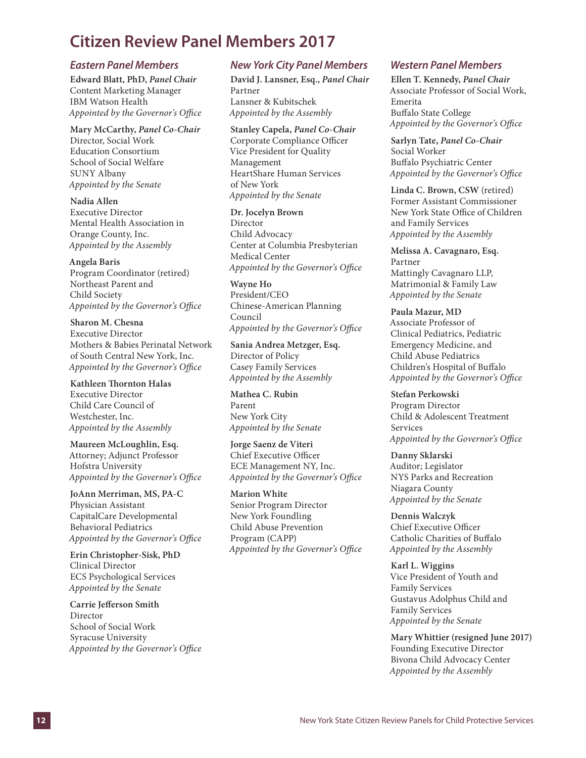# Citizen Review Panel Members 2017

## *Eastern Panel Members*

**Edward Blatt, PhD, *Panel Chair***
Content Marketing Manager
IBM Watson Health
*Appointed by the Governor's Office*

**Mary McCarthy, *Panel Co-Chair***
Director, Social Work
Education Consortium
School of Social Welfare
SUNY Albany
*Appointed by the Senate*

**Nadia Allen**
Executive Director
Mental Health Association in
Orange County, Inc.
*Appointed by the Assembly*

**Angela Baris**
Program Coordinator (retired)
Northeast Parent and
Child Society
*Appointed by the Governor's Office*

**Sharon M. Chesna**
Executive Director
Mothers & Babies Perinatal Network
of South Central New York, Inc.
*Appointed by the Governor's Office*

**Kathleen Thornton Halas**
Executive Director
Child Care Council of
Westchester, Inc.
*Appointed by the Assembly*

**Maureen McLoughlin, Esq.**
Attorney; Adjunct Professor
Hofstra University
*Appointed by the Governor's Office*

**JoAnn Merriman, MS, PA-C**
Physician Assistant
CapitalCare Developmental
Behavioral Pediatrics
*Appointed by the Governor's Office*

**Erin Christopher-Sisk, PhD**
Clinical Director
ECS Psychological Services
*Appointed by the Senate*

**Carrie Jefferson Smith**
Director
School of Social Work
Syracuse University
*Appointed by the Governor's Office*

## *New York City Panel Members*

**David J. Lansner, Esq., *Panel Chair***
Partner
Lansner & Kubitschek
*Appointed by the Assembly*

**Stanley Capela, *Panel Co-Chair***
Corporate Compliance Officer
Vice President for Quality
Management
HeartShare Human Services
of New York
*Appointed by the Senate*

**Dr. Jocelyn Brown**
Director
Child Advocacy
Center at Columbia Presbyterian
Medical Center
*Appointed by the Governor's Office*

**Wayne Ho**
President/CEO
Chinese-American Planning
Council
*Appointed by the Governor's Office*

**Sania Andrea Metzger, Esq.**
Director of Policy
Casey Family Services
*Appointed by the Assembly*

**Mathea C. Rubin**
Parent
New York City
*Appointed by the Senate*

**Jorge Saenz de Viteri**
Chief Executive Officer
ECE Management NY, Inc.
*Appointed by the Governor's Office*

**Marion White**
Senior Program Director
New York Foundling
Child Abuse Prevention
Program (CAPP)
*Appointed by the Governor's Office*

## *Western Panel Members*

**Ellen T. Kennedy, *Panel Chair***
Associate Professor of Social Work,
Emerita
Buffalo State College
*Appointed by the Governor's Office*

**Sarlyn Tate, *Panel Co-Chair***
Social Worker
Buffalo Psychiatric Center
*Appointed by the Governor's Office*

**Linda C. Brown, CSW** (retired)
Former Assistant Commissioner
New York State Office of Children
and Family Services
*Appointed by the Assembly*

**Melissa A. Cavagnaro, Esq.**
Partner
Mattingly Cavagnaro LLP,
Matrimonial & Family Law
*Appointed by the Senate*

**Paula Mazur, MD**
Associate Professor of
Clinical Pediatrics, Pediatric
Emergency Medicine, and
Child Abuse Pediatrics
Children's Hospital of Buffalo
*Appointed by the Governor's Office*

**Stefan Perkowski**
Program Director
Child & Adolescent Treatment
Services
*Appointed by the Governor's Office*

**Danny Sklarski**
Auditor; Legislator
NYS Parks and Recreation
Niagara County
*Appointed by the Senate*

**Dennis Walczyk**
Chief Executive Officer
Catholic Charities of Buffalo
*Appointed by the Assembly*

**Karl L. Wiggins**
Vice President of Youth and
Family Services
Gustavus Adolphus Child and
Family Services
*Appointed by the Senate*

**Mary Whittier (resigned June 2017)**
Founding Executive Director
Bivona Child Advocacy Center
*Appointed by the Assembly*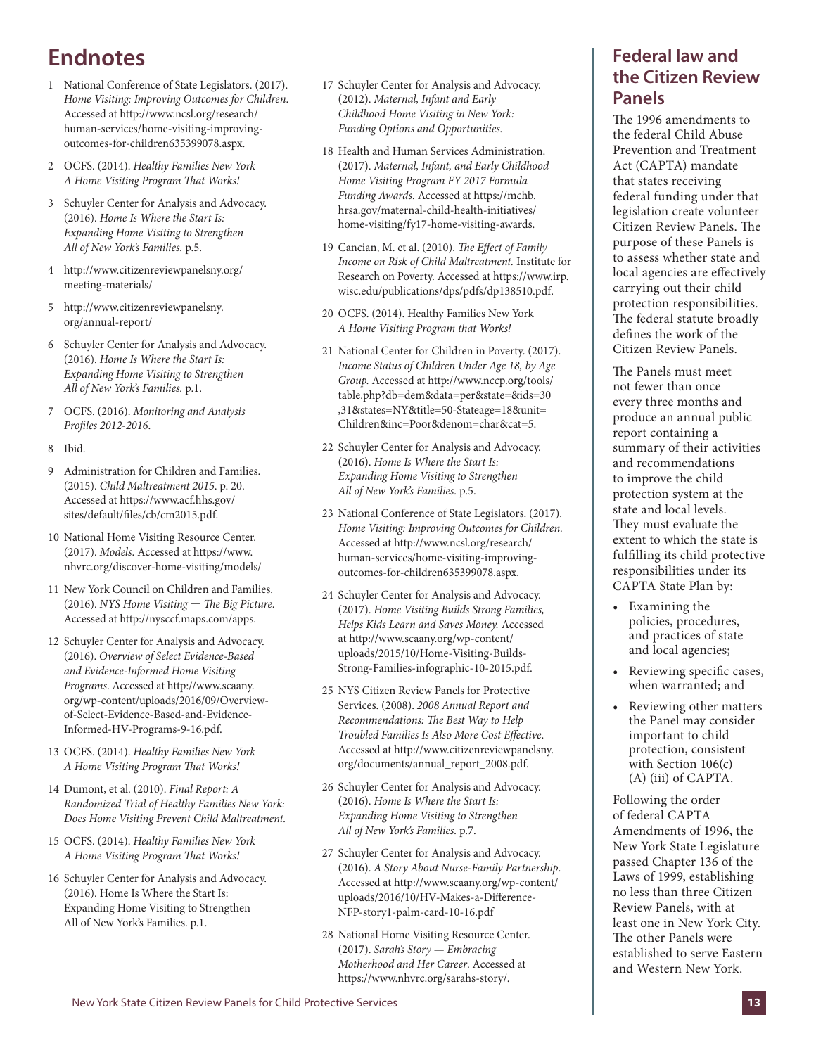# Endnotes

1. National Conference of State Legislators. (2017). *Home Visiting: Improving Outcomes for Children*. Accessed at http://www.ncsl.org/research/human-services/home-visiting-improving-outcomes-for-children635399078.aspx.
2. OCFS. (2014). *Healthy Families New York A Home Visiting Program That Works!*
3. Schuyler Center for Analysis and Advocacy. (2016). *Home Is Where the Start Is: Expanding Home Visiting to Strengthen All of New York's Families.* p.5.
4. http://www.citizenreviewpanelsny.org/meeting-materials/
5. http://www.citizenreviewpanelsny.org/annual-report/
6. Schuyler Center for Analysis and Advocacy. (2016). *Home Is Where the Start Is: Expanding Home Visiting to Strengthen All of New York's Families.* p.1.
7. OCFS. (2016). *Monitoring and Analysis Profiles 2012-2016.*
8. Ibid.
9. Administration for Children and Families. (2015). *Child Maltreatment 2015.* p. 20. Accessed at https://www.acf.hhs.gov/sites/default/files/cb/cm2015.pdf.
10. National Home Visiting Resource Center. (2017). *Models.* Accessed at https://www.nhvrc.org/discover-home-visiting/models/
11. New York Council on Children and Families. (2016). *NYS Home Visiting — The Big Picture.* Accessed at http://nysccf.maps.com/apps.
12. Schuyler Center for Analysis and Advocacy. (2016). *Overview of Select Evidence-Based and Evidence-Informed Home Visiting Programs*. Accessed at http://www.scaany.org/wp-content/uploads/2016/09/Overview-of-Select-Evidence-Based-and-Evidence-Informed-HV-Programs-9-16.pdf.
13. OCFS. (2014). *Healthy Families New York A Home Visiting Program That Works!*
14. Dumont, et al. (2010). *Final Report: A Randomized Trial of Healthy Families New York: Does Home Visiting Prevent Child Maltreatment.*
15. OCFS. (2014). *Healthy Families New York A Home Visiting Program That Works!*
16. Schuyler Center for Analysis and Advocacy. (2016). Home Is Where the Start Is: Expanding Home Visiting to Strengthen All of New York's Families. p.1.
17. Schuyler Center for Analysis and Advocacy. (2012). *Maternal, Infant and Early Childhood Home Visiting in New York: Funding Options and Opportunities.*
18. Health and Human Services Administration. (2017). *Maternal, Infant, and Early Childhood Home Visiting Program FY 2017 Formula Funding Awards.* Accessed at https://mchb.hrsa.gov/maternal-child-health-initiatives/home-visiting/fy17-home-visiting-awards.
19. Cancian, M. et al. (2010). *The Effect of Family Income on Risk of Child Maltreatment.* Institute for Research on Poverty. Accessed at https://www.irp.wisc.edu/publications/dps/pdfs/dp138510.pdf.
20. OCFS. (2014). Healthy Families New York *A Home Visiting Program that Works!*
21. National Center for Children in Poverty. (2017). *Income Status of Children Under Age 18, by Age Group.* Accessed at http://www.nccp.org/tools/table.php?db=dem&data=per&state=&ids=30,31&states=NY&title=50-Stateage=18&unit=Children&inc=Poor&denom=char&cat=5.
22. Schuyler Center for Analysis and Advocacy. (2016). *Home Is Where the Start Is: Expanding Home Visiting to Strengthen All of New York's Families.* p.5.
23. National Conference of State Legislators. (2017). *Home Visiting: Improving Outcomes for Children.* Accessed at http://www.ncsl.org/research/human-services/home-visiting-improving-outcomes-for-children635399078.aspx.
24. Schuyler Center for Analysis and Advocacy. (2017). *Home Visiting Builds Strong Families, Helps Kids Learn and Saves Money.* Accessed at http://www.scaany.org/wp-content/uploads/2015/10/Home-Visiting-Builds-Strong-Families-infographic-10-2015.pdf.
25. NYS Citizen Review Panels for Protective Services. (2008). *2008 Annual Report and Recommendations: The Best Way to Help Troubled Families Is Also More Cost Effective.* Accessed at http://www.citizenreviewpanelsny.org/documents/annual_report_2008.pdf.
26. Schuyler Center for Analysis and Advocacy. (2016). *Home Is Where the Start Is: Expanding Home Visiting to Strengthen All of New York's Families.* p.7.
27. Schuyler Center for Analysis and Advocacy. (2016). *A Story About Nurse-Family Partnership*. Accessed at http://www.scaany.org/wp-content/uploads/2016/10/HV-Makes-a-Difference-NFP-story1-palm-card-10-16.pdf
28. National Home Visiting Resource Center. (2017). *Sarah's Story — Embracing Motherhood and Her Career*. Accessed at https://www.nhvrc.org/sarahs-story/.

## Federal law and the Citizen Review Panels

The 1996 amendments to the federal Child Abuse Prevention and Treatment Act (CAPTA) mandate that states receiving federal funding under that legislation create volunteer Citizen Review Panels. The purpose of these Panels is to assess whether state and local agencies are effectively carrying out their child protection responsibilities. The federal statute broadly defines the work of the Citizen Review Panels.

The Panels must meet not fewer than once every three months and produce an annual public report containing a summary of their activities and recommendations to improve the child protection system at the state and local levels. They must evaluate the extent to which the state is fulfilling its child protective responsibilities under its CAPTA State Plan by:

- Examining the policies, procedures, and practices of state and local agencies;
- Reviewing specific cases, when warranted; and
- Reviewing other matters the Panel may consider important to child protection, consistent with Section 106(c) (A) (iii) of CAPTA.

Following the order of federal CAPTA Amendments of 1996, the New York State Legislature passed Chapter 136 of the Laws of 1999, establishing no less than three Citizen Review Panels, with at least one in New York City. The other Panels were established to serve Eastern and Western New York.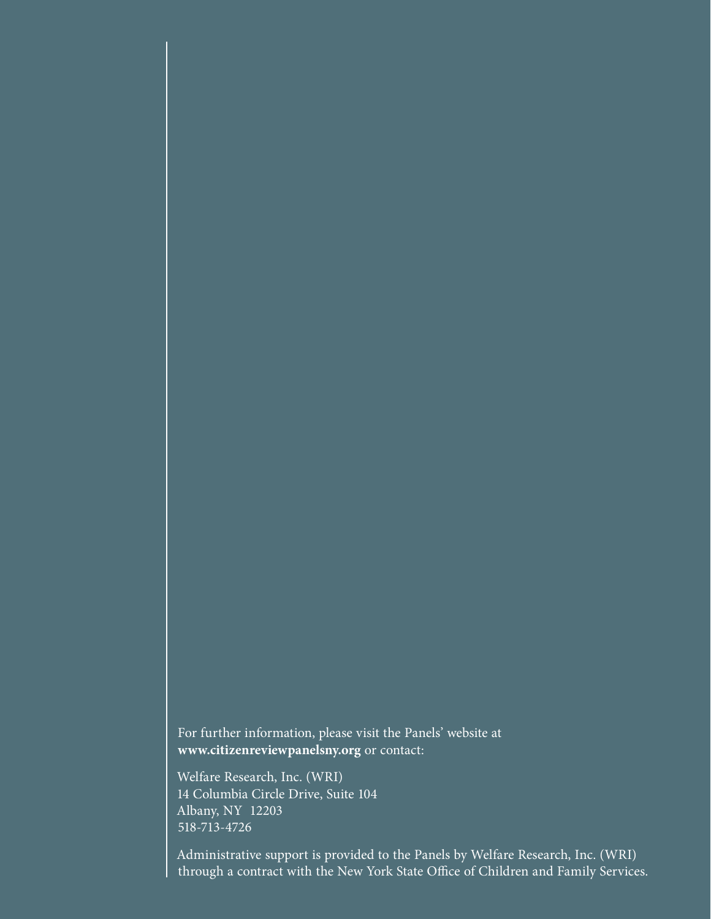For further information, please visit the Panels' website at **www.citizenreviewpanelsny.org** or contact:

Welfare Research, Inc. (WRI)
14 Columbia Circle Drive, Suite 104
Albany, NY 12203
518-713-4726

Administrative support is provided to the Panels by Welfare Research, Inc. (WRI) through a contract with the New York State Office of Children and Family Services.